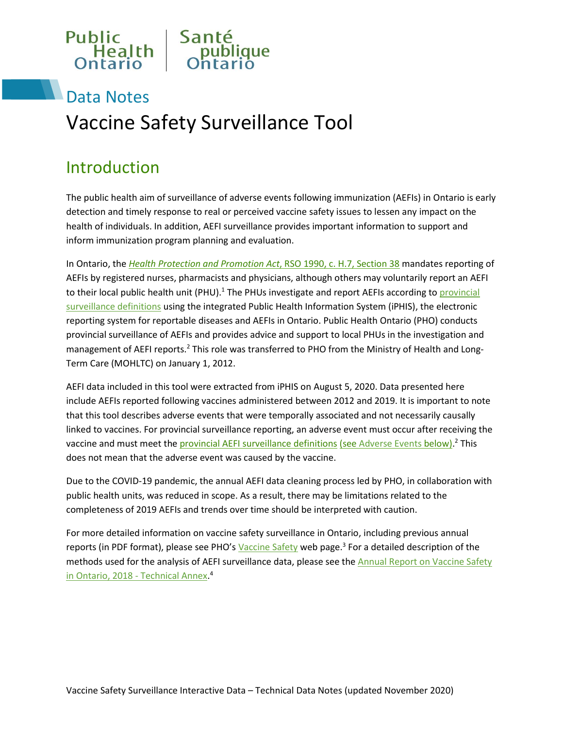Public Health Ontario | Santé publique Ontario

Data Notes

# Vaccine Safety Surveillance Tool

## Introduction

The public health aim of surveillance of adverse events following immunization (AEFIs) in Ontario is early detection and timely response to real or perceived vaccine safety issues to lessen any impact on the health of individuals. In addition, AEFI surveillance provides important information to support and inform immunization program planning and evaluation.

In Ontario, the *Health Protection and Promotion Act*, RSO 1990, c. H.7, Section 38 mandates reporting of AEFIs by registered nurses, pharmacists and physicians, although others may voluntarily report an AEFI to their local public health unit (PHU).[1] The PHUs investigate and report AEFIs according to provincial surveillance definitions using the integrated Public Health Information System (iPHIS), the electronic reporting system for reportable diseases and AEFIs in Ontario. Public Health Ontario (PHO) conducts provincial surveillance of AEFIs and provides advice and support to local PHUs in the investigation and management of AEFI reports.[2] This role was transferred to PHO from the Ministry of Health and Long-Term Care (MOHLTC) on January 1, 2012.

AEFI data included in this tool were extracted from iPHIS on August 5, 2020. Data presented here include AEFIs reported following vaccines administered between 2012 and 2019. It is important to note that this tool describes adverse events that were temporally associated and not necessarily causally linked to vaccines. For provincial surveillance reporting, an adverse event must occur after receiving the vaccine and must meet the provincial AEFI surveillance definitions (see Adverse Events below).[2] This does not mean that the adverse event was caused by the vaccine.

Due to the COVID-19 pandemic, the annual AEFI data cleaning process led by PHO, in collaboration with public health units, was reduced in scope. As a result, there may be limitations related to the completeness of 2019 AEFIs and trends over time should be interpreted with caution.

For more detailed information on vaccine safety surveillance in Ontario, including previous annual reports (in PDF format), please see PHO's Vaccine Safety web page.[3] For a detailed description of the methods used for the analysis of AEFI surveillance data, please see the Annual Report on Vaccine Safety in Ontario, 2018 - Technical Annex.[4]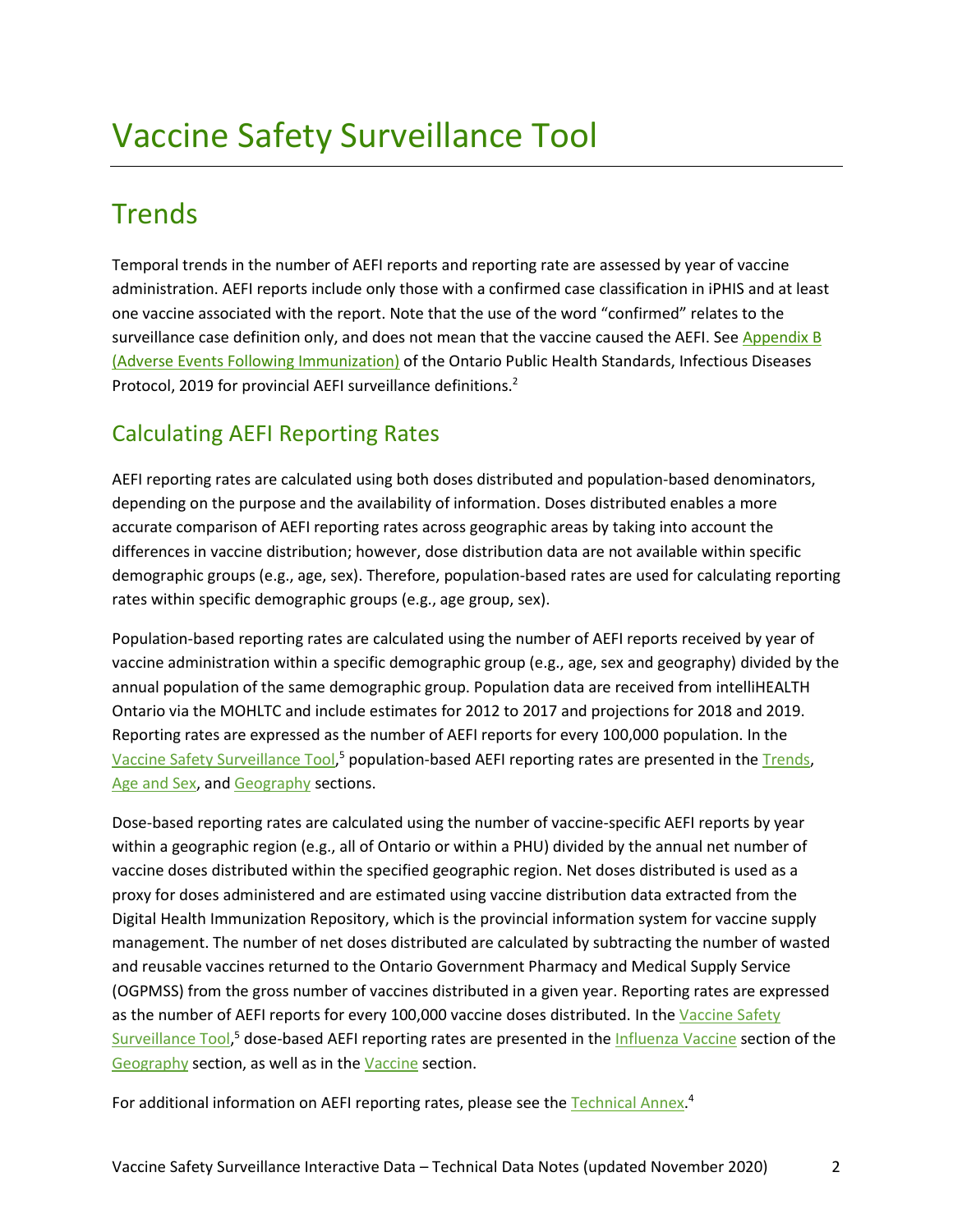# Vaccine Safety Surveillance Tool

## Trends

Temporal trends in the number of AEFI reports and reporting rate are assessed by year of vaccine administration. AEFI reports include only those with a confirmed case classification in iPHIS and at least one vaccine associated with the report. Note that the use of the word "confirmed" relates to the surveillance case definition only, and does not mean that the vaccine caused the AEFI. See Appendix B (Adverse Events Following Immunization) of the Ontario Public Health Standards, Infectious Diseases Protocol, 2019 for provincial AEFI surveillance definitions.[2]

### Calculating AEFI Reporting Rates

AEFI reporting rates are calculated using both doses distributed and population-based denominators, depending on the purpose and the availability of information. Doses distributed enables a more accurate comparison of AEFI reporting rates across geographic areas by taking into account the differences in vaccine distribution; however, dose distribution data are not available within specific demographic groups (e.g., age, sex). Therefore, population-based rates are used for calculating reporting rates within specific demographic groups (e.g., age group, sex).

Population-based reporting rates are calculated using the number of AEFI reports received by year of vaccine administration within a specific demographic group (e.g., age, sex and geography) divided by the annual population of the same demographic group. Population data are received from intelliHEALTH Ontario via the MOHLTC and include estimates for 2012 to 2017 and projections for 2018 and 2019. Reporting rates are expressed as the number of AEFI reports for every 100,000 population. In the Vaccine Safety Surveillance Tool,[5] population-based AEFI reporting rates are presented in the Trends, Age and Sex, and Geography sections.

Dose-based reporting rates are calculated using the number of vaccine-specific AEFI reports by year within a geographic region (e.g., all of Ontario or within a PHU) divided by the annual net number of vaccine doses distributed within the specified geographic region. Net doses distributed is used as a proxy for doses administered and are estimated using vaccine distribution data extracted from the Digital Health Immunization Repository, which is the provincial information system for vaccine supply management. The number of net doses distributed are calculated by subtracting the number of wasted and reusable vaccines returned to the Ontario Government Pharmacy and Medical Supply Service (OGPMSS) from the gross number of vaccines distributed in a given year. Reporting rates are expressed as the number of AEFI reports for every 100,000 vaccine doses distributed. In the Vaccine Safety Surveillance Tool,[5] dose-based AEFI reporting rates are presented in the Influenza Vaccine section of the Geography section, as well as in the Vaccine section.

For additional information on AEFI reporting rates, please see the Technical Annex.[4]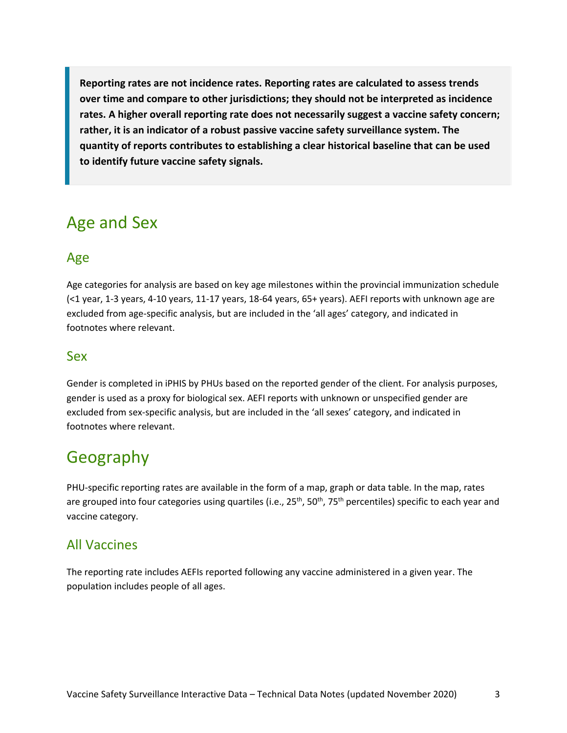**Reporting rates are not incidence rates. Reporting rates are calculated to assess trends over time and compare to other jurisdictions; they should not be interpreted as incidence rates. A higher overall reporting rate does not necessarily suggest a vaccine safety concern; rather, it is an indicator of a robust passive vaccine safety surveillance system. The quantity of reports contributes to establishing a clear historical baseline that can be used to identify future vaccine safety signals.**

# Age and Sex

## Age

Age categories for analysis are based on key age milestones within the provincial immunization schedule (<1 year, 1-3 years, 4-10 years, 11-17 years, 18-64 years, 65+ years). AEFI reports with unknown age are excluded from age-specific analysis, but are included in the 'all ages' category, and indicated in footnotes where relevant.

## Sex

Gender is completed in iPHIS by PHUs based on the reported gender of the client. For analysis purposes, gender is used as a proxy for biological sex. AEFI reports with unknown or unspecified gender are excluded from sex-specific analysis, but are included in the 'all sexes' category, and indicated in footnotes where relevant.

# Geography

PHU-specific reporting rates are available in the form of a map, graph or data table. In the map, rates are grouped into four categories using quartiles (i.e., 25th, 50th, 75th percentiles) specific to each year and vaccine category.

## All Vaccines

The reporting rate includes AEFIs reported following any vaccine administered in a given year. The population includes people of all ages.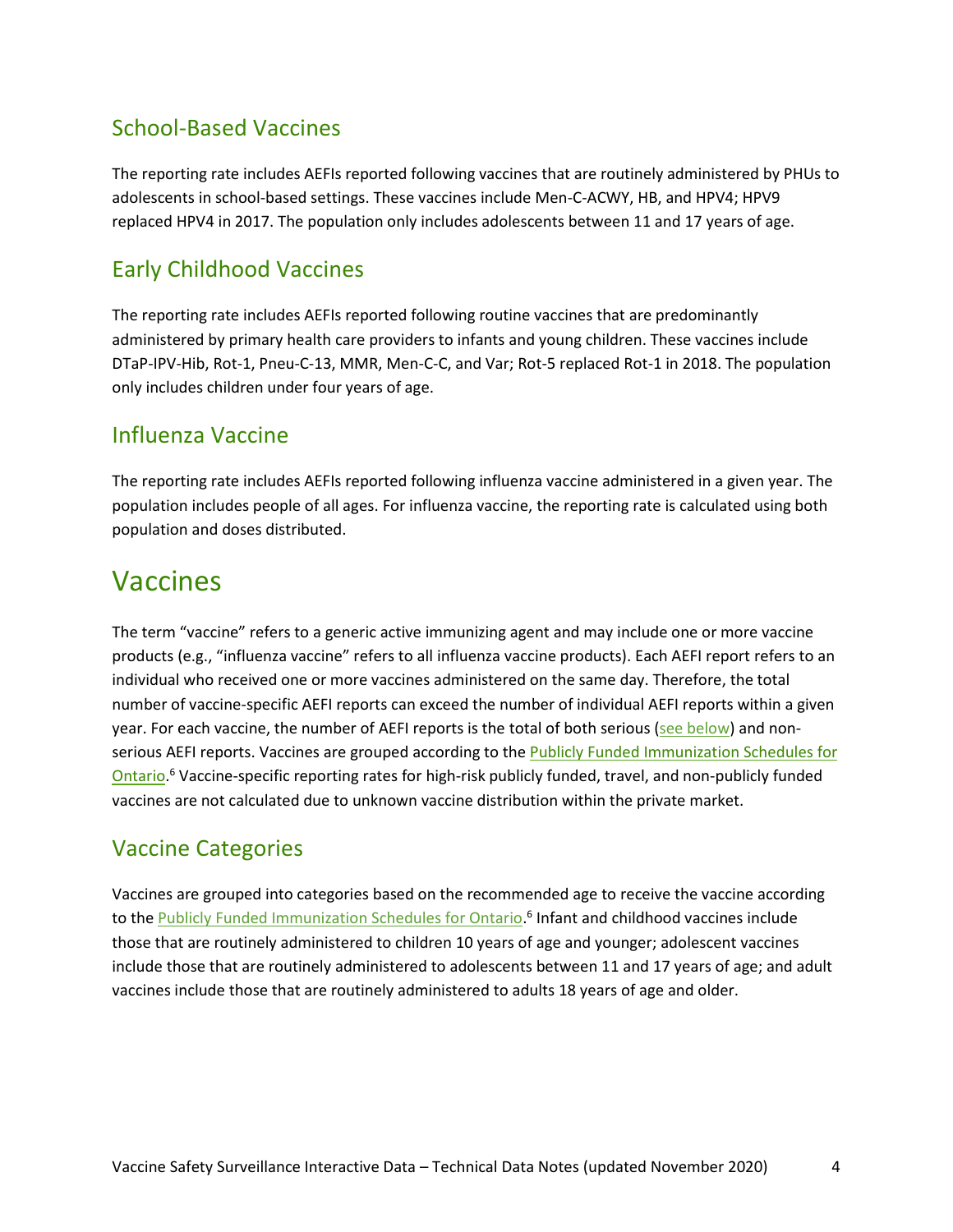## School-Based Vaccines

The reporting rate includes AEFIs reported following vaccines that are routinely administered by PHUs to adolescents in school-based settings. These vaccines include Men-C-ACWY, HB, and HPV4; HPV9 replaced HPV4 in 2017. The population only includes adolescents between 11 and 17 years of age.

## Early Childhood Vaccines

The reporting rate includes AEFIs reported following routine vaccines that are predominantly administered by primary health care providers to infants and young children. These vaccines include DTaP-IPV-Hib, Rot-1, Pneu-C-13, MMR, Men-C-C, and Var; Rot-5 replaced Rot-1 in 2018. The population only includes children under four years of age.

## Influenza Vaccine

The reporting rate includes AEFIs reported following influenza vaccine administered in a given year. The population includes people of all ages. For influenza vaccine, the reporting rate is calculated using both population and doses distributed.

# Vaccines

The term "vaccine" refers to a generic active immunizing agent and may include one or more vaccine products (e.g., "influenza vaccine" refers to all influenza vaccine products). Each AEFI report refers to an individual who received one or more vaccines administered on the same day. Therefore, the total number of vaccine-specific AEFI reports can exceed the number of individual AEFI reports within a given year. For each vaccine, the number of AEFI reports is the total of both serious (see below) and non-serious AEFI reports. Vaccines are grouped according to the Publicly Funded Immunization Schedules for Ontario.[6] Vaccine-specific reporting rates for high-risk publicly funded, travel, and non-publicly funded vaccines are not calculated due to unknown vaccine distribution within the private market.

## Vaccine Categories

Vaccines are grouped into categories based on the recommended age to receive the vaccine according to the Publicly Funded Immunization Schedules for Ontario.[6] Infant and childhood vaccines include those that are routinely administered to children 10 years of age and younger; adolescent vaccines include those that are routinely administered to adolescents between 11 and 17 years of age; and adult vaccines include those that are routinely administered to adults 18 years of age and older.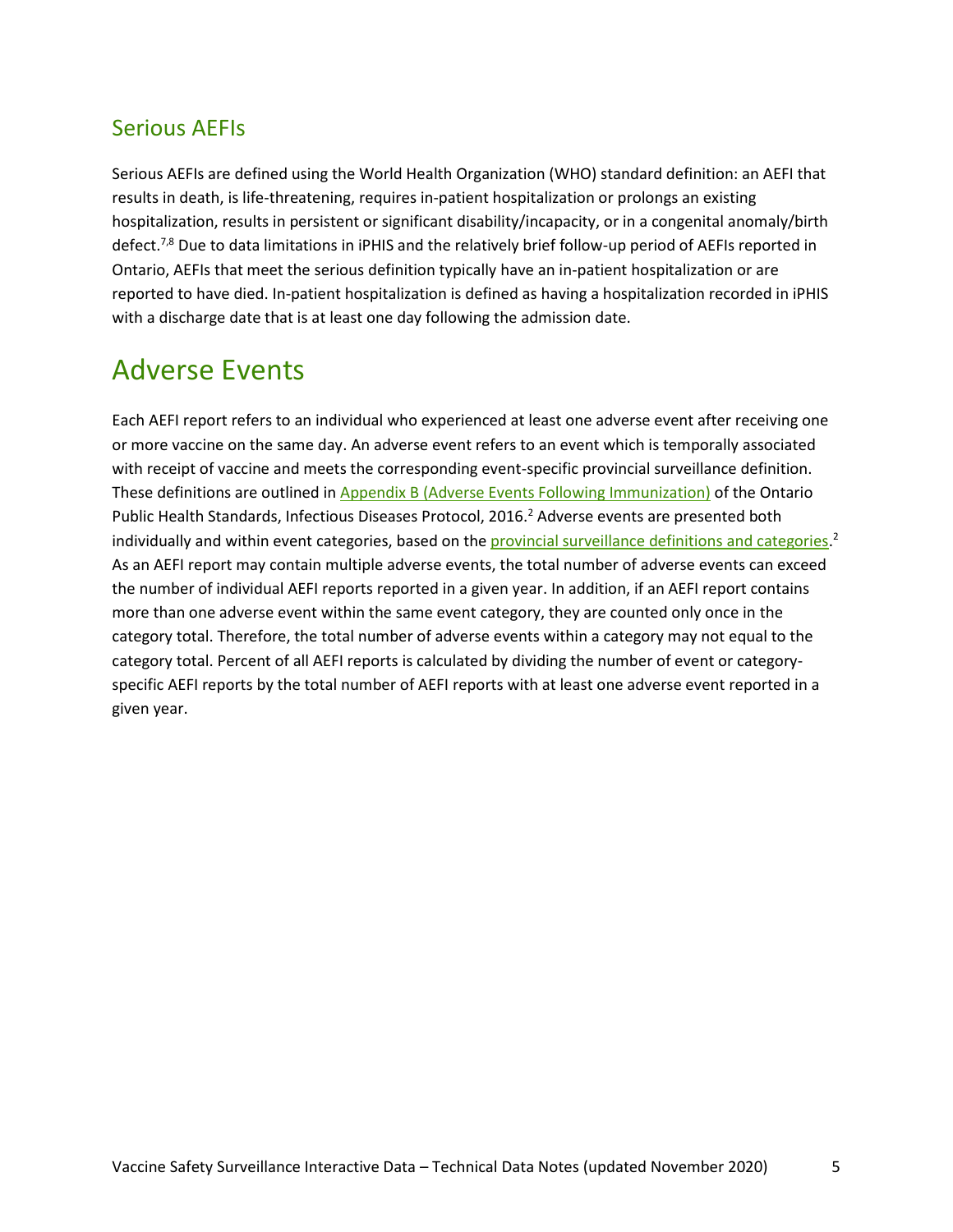## Serious AEFIs

Serious AEFIs are defined using the World Health Organization (WHO) standard definition: an AEFI that results in death, is life-threatening, requires in-patient hospitalization or prolongs an existing hospitalization, results in persistent or significant disability/incapacity, or in a congenital anomaly/birth defect.[7,8] Due to data limitations in iPHIS and the relatively brief follow-up period of AEFIs reported in Ontario, AEFIs that meet the serious definition typically have an in-patient hospitalization or are reported to have died. In-patient hospitalization is defined as having a hospitalization recorded in iPHIS with a discharge date that is at least one day following the admission date.

# Adverse Events

Each AEFI report refers to an individual who experienced at least one adverse event after receiving one or more vaccine on the same day. An adverse event refers to an event which is temporally associated with receipt of vaccine and meets the corresponding event-specific provincial surveillance definition. These definitions are outlined in Appendix B (Adverse Events Following Immunization) of the Ontario Public Health Standards, Infectious Diseases Protocol, 2016.[2] Adverse events are presented both individually and within event categories, based on the provincial surveillance definitions and categories.[2] As an AEFI report may contain multiple adverse events, the total number of adverse events can exceed the number of individual AEFI reports reported in a given year. In addition, if an AEFI report contains more than one adverse event within the same event category, they are counted only once in the category total. Therefore, the total number of adverse events within a category may not equal to the category total. Percent of all AEFI reports is calculated by dividing the number of event or category-specific AEFI reports by the total number of AEFI reports with at least one adverse event reported in a given year.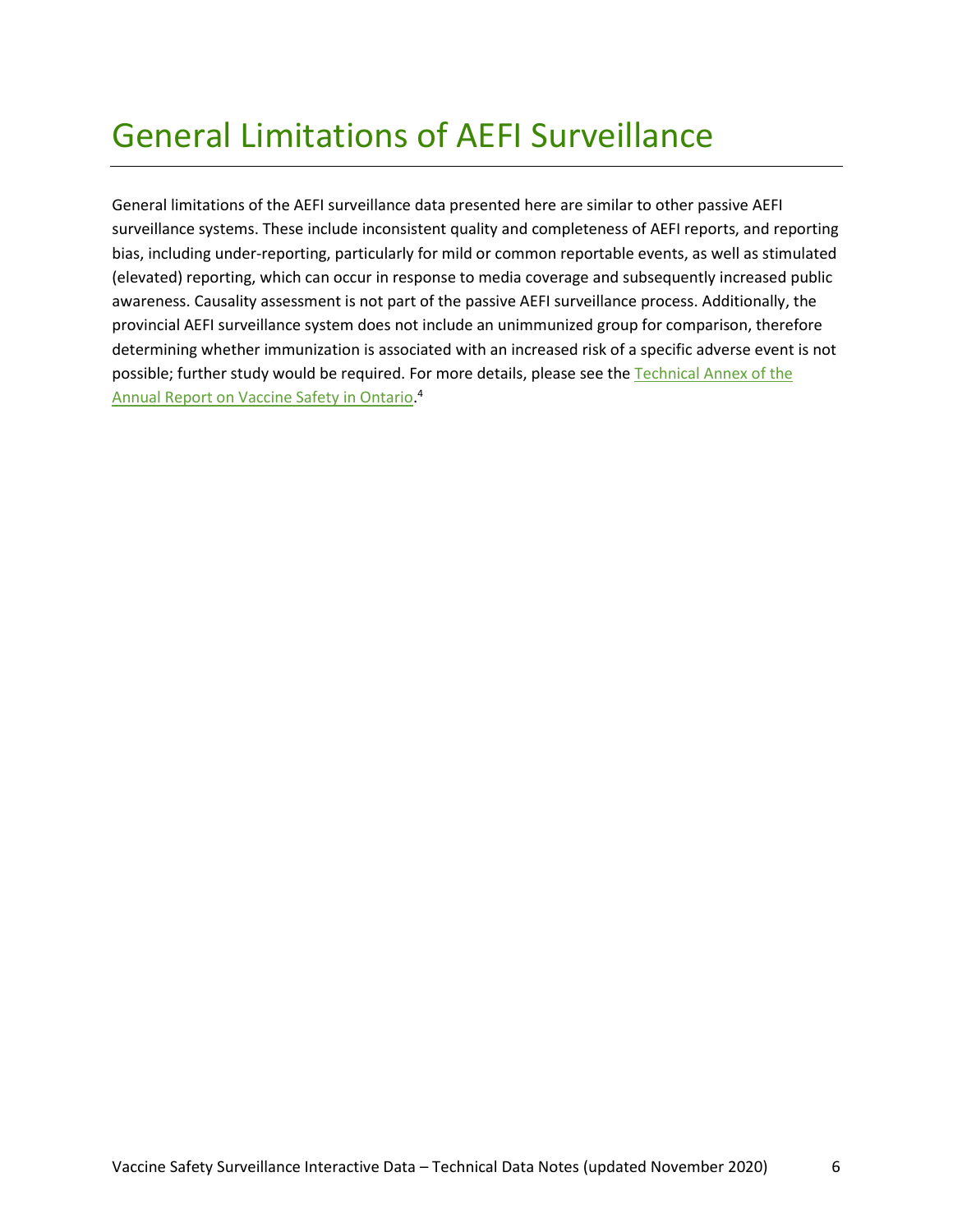# General Limitations of AEFI Surveillance

General limitations of the AEFI surveillance data presented here are similar to other passive AEFI surveillance systems. These include inconsistent quality and completeness of AEFI reports, and reporting bias, including under-reporting, particularly for mild or common reportable events, as well as stimulated (elevated) reporting, which can occur in response to media coverage and subsequently increased public awareness. Causality assessment is not part of the passive AEFI surveillance process. Additionally, the provincial AEFI surveillance system does not include an unimmunized group for comparison, therefore determining whether immunization is associated with an increased risk of a specific adverse event is not possible; further study would be required. For more details, please see the Technical Annex of the Annual Report on Vaccine Safety in Ontario.[4]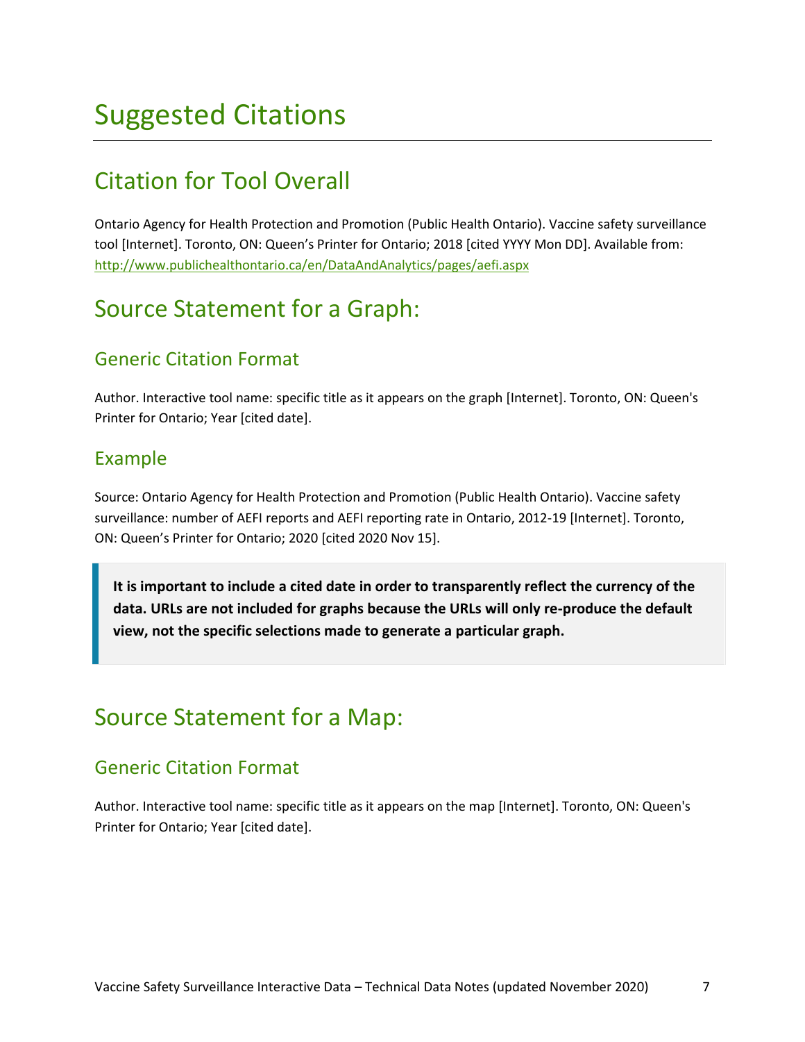# Suggested Citations

## Citation for Tool Overall

Ontario Agency for Health Protection and Promotion (Public Health Ontario). Vaccine safety surveillance tool [Internet]. Toronto, ON: Queen's Printer for Ontario; 2018 [cited YYYY Mon DD]. Available from: http://www.publichealthontario.ca/en/DataAndAnalytics/pages/aefi.aspx

## Source Statement for a Graph:

### Generic Citation Format

Author. Interactive tool name: specific title as it appears on the graph [Internet]. Toronto, ON: Queen's Printer for Ontario; Year [cited date].

### Example

Source: Ontario Agency for Health Protection and Promotion (Public Health Ontario). Vaccine safety surveillance: number of AEFI reports and AEFI reporting rate in Ontario, 2012-19 [Internet]. Toronto, ON: Queen's Printer for Ontario; 2020 [cited 2020 Nov 15].

> **It is important to include a cited date in order to transparently reflect the currency of the data. URLs are not included for graphs because the URLs will only re-produce the default view, not the specific selections made to generate a particular graph.**

## Source Statement for a Map:

### Generic Citation Format

Author. Interactive tool name: specific title as it appears on the map [Internet]. Toronto, ON: Queen's Printer for Ontario; Year [cited date].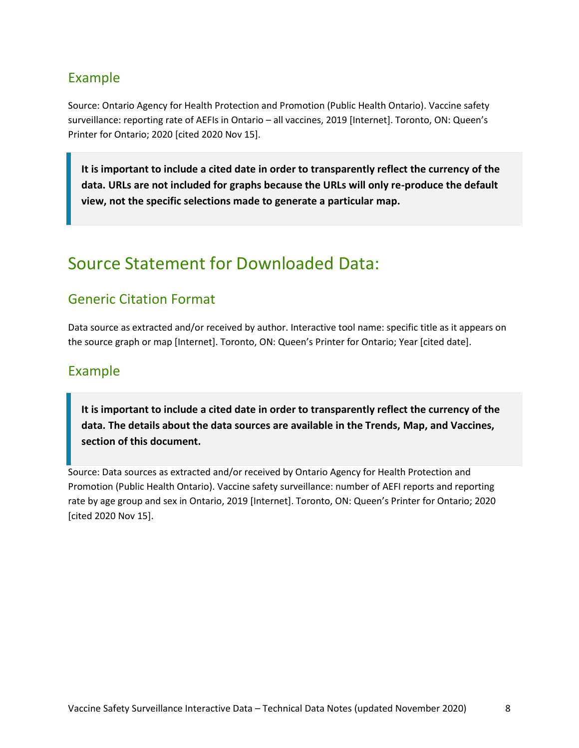### Example

Source: Ontario Agency for Health Protection and Promotion (Public Health Ontario). Vaccine safety surveillance: reporting rate of AEFIs in Ontario – all vaccines, 2019 [Internet]. Toronto, ON: Queen's Printer for Ontario; 2020 [cited 2020 Nov 15].

> **It is important to include a cited date in order to transparently reflect the currency of the data. URLs are not included for graphs because the URLs will only re-produce the default view, not the specific selections made to generate a particular map.**

## Source Statement for Downloaded Data:

### Generic Citation Format

Data source as extracted and/or received by author. Interactive tool name: specific title as it appears on the source graph or map [Internet]. Toronto, ON: Queen's Printer for Ontario; Year [cited date].

### Example

> **It is important to include a cited date in order to transparently reflect the currency of the data. The details about the data sources are available in the Trends, Map, and Vaccines, section of this document.**

Source: Data sources as extracted and/or received by Ontario Agency for Health Protection and Promotion (Public Health Ontario). Vaccine safety surveillance: number of AEFI reports and reporting rate by age group and sex in Ontario, 2019 [Internet]. Toronto, ON: Queen's Printer for Ontario; 2020 [cited 2020 Nov 15].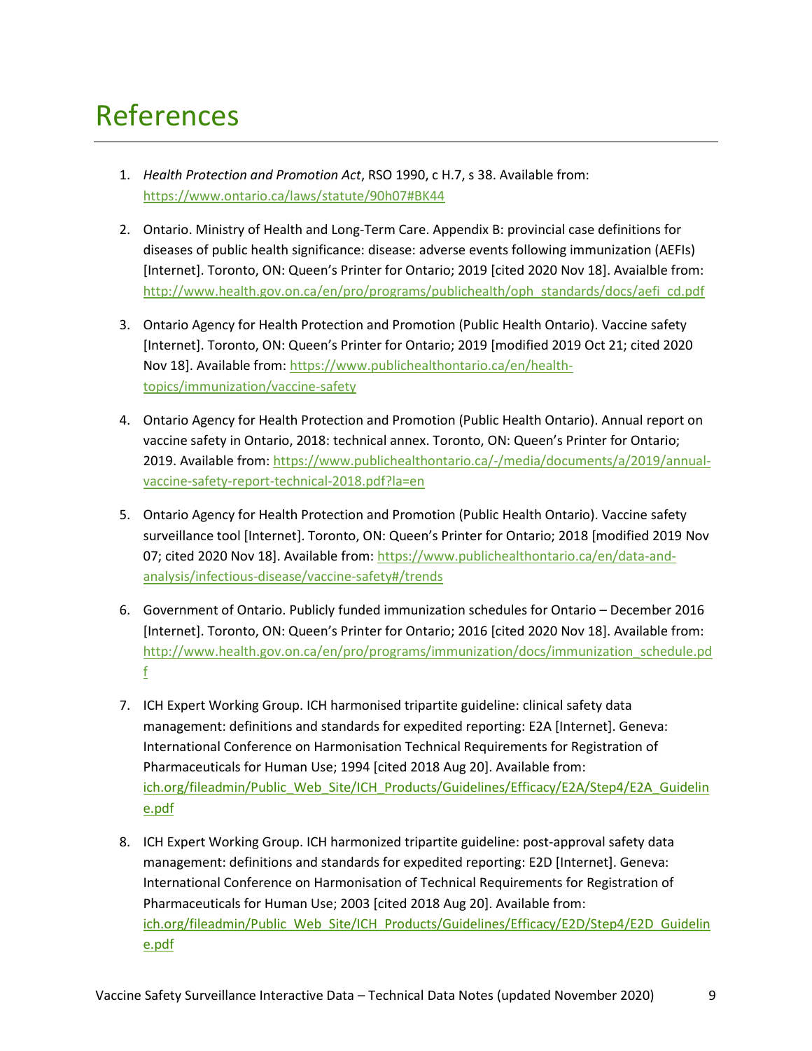# References

1. *Health Protection and Promotion Act*, RSO 1990, c H.7, s 38. Available from: https://www.ontario.ca/laws/statute/90h07#BK44

2. Ontario. Ministry of Health and Long-Term Care. Appendix B: provincial case definitions for diseases of public health significance: disease: adverse events following immunization (AEFIs) [Internet]. Toronto, ON: Queen's Printer for Ontario; 2019 [cited 2020 Nov 18]. Avaialble from: http://www.health.gov.on.ca/en/pro/programs/publichealth/oph_standards/docs/aefi_cd.pdf

3. Ontario Agency for Health Protection and Promotion (Public Health Ontario). Vaccine safety [Internet]. Toronto, ON: Queen's Printer for Ontario; 2019 [modified 2019 Oct 21; cited 2020 Nov 18]. Available from: https://www.publichealthontario.ca/en/health-topics/immunization/vaccine-safety

4. Ontario Agency for Health Protection and Promotion (Public Health Ontario). Annual report on vaccine safety in Ontario, 2018: technical annex. Toronto, ON: Queen's Printer for Ontario; 2019. Available from: https://www.publichealthontario.ca/-/media/documents/a/2019/annual-vaccine-safety-report-technical-2018.pdf?la=en

5. Ontario Agency for Health Protection and Promotion (Public Health Ontario). Vaccine safety surveillance tool [Internet]. Toronto, ON: Queen's Printer for Ontario; 2018 [modified 2019 Nov 07; cited 2020 Nov 18]. Available from: https://www.publichealthontario.ca/en/data-and-analysis/infectious-disease/vaccine-safety#/trends

6. Government of Ontario. Publicly funded immunization schedules for Ontario – December 2016 [Internet]. Toronto, ON: Queen's Printer for Ontario; 2016 [cited 2020 Nov 18]. Available from: http://www.health.gov.on.ca/en/pro/programs/immunization/docs/immunization_schedule.pdf

7. ICH Expert Working Group. ICH harmonised tripartite guideline: clinical safety data management: definitions and standards for expedited reporting: E2A [Internet]. Geneva: International Conference on Harmonisation Technical Requirements for Registration of Pharmaceuticals for Human Use; 1994 [cited 2018 Aug 20]. Available from: ich.org/fileadmin/Public_Web_Site/ICH_Products/Guidelines/Efficacy/E2A/Step4/E2A_Guideline.pdf

8. ICH Expert Working Group. ICH harmonized tripartite guideline: post-approval safety data management: definitions and standards for expedited reporting: E2D [Internet]. Geneva: International Conference on Harmonisation of Technical Requirements for Registration of Pharmaceuticals for Human Use; 2003 [cited 2018 Aug 20]. Available from: ich.org/fileadmin/Public_Web_Site/ICH_Products/Guidelines/Efficacy/E2D/Step4/E2D_Guideline.pdf